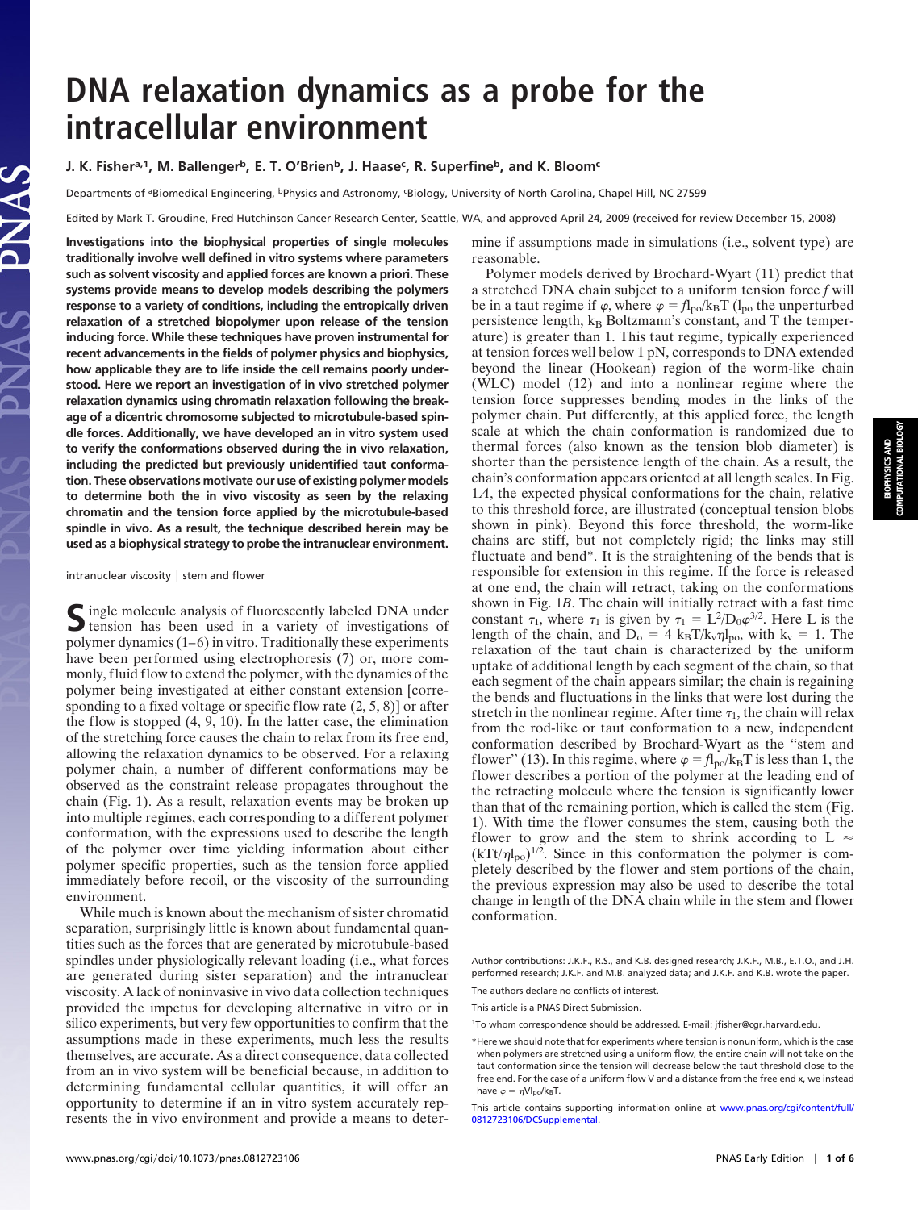# DNA relaxation dynamics as a probe for the intracellular environment

**J. K. Fisher[a,1], M. Ballenger[b], E. T. O'Brien[b], J. Haase[c], R. Superfine[b], and K. Bloom[c]**

Departments of [a]Biomedical Engineering, [b]Physics and Astronomy, [c]Biology, University of North Carolina, Chapel Hill, NC 27599

Edited by Mark T. Groudine, Fred Hutchinson Cancer Research Center, Seattle, WA, and approved April 24, 2009 (received for review December 15, 2008)

**Investigations into the biophysical properties of single molecules traditionally involve well defined in vitro systems where parameters such as solvent viscosity and applied forces are known a priori. These systems provide means to develop models describing the polymers response to a variety of conditions, including the entropically driven relaxation of a stretched biopolymer upon release of the tension inducing force. While these techniques have proven instrumental for recent advancements in the fields of polymer physics and biophysics, how applicable they are to life inside the cell remains poorly understood. Here we report an investigation of in vivo stretched polymer relaxation dynamics using chromatin relaxation following the breakage of a dicentric chromosome subjected to microtubule-based spindle forces. Additionally, we have developed an in vitro system used to verify the conformations observed during the in vivo relaxation, including the predicted but previously unidentified taut conformation. These observations motivate our use of existing polymer models to determine both the in vivo viscosity as seen by the relaxing chromatin and the tension force applied by the microtubule-based spindle in vivo. As a result, the technique described herein may be used as a biophysical strategy to probe the intranuclear environment.**

intranuclear viscosity | stem and flower

Single molecule analysis of fluorescently labeled DNA under tension has been used in a variety of investigations of polymer dynamics (1–6) in vitro. Traditionally these experiments have been performed using electrophoresis (7) or, more commonly, fluid flow to extend the polymer, with the dynamics of the polymer being investigated at either constant extension [corresponding to a fixed voltage or specific flow rate (2, 5, 8)] or after the flow is stopped (4, 9, 10). In the latter case, the elimination of the stretching force causes the chain to relax from its free end, allowing the relaxation dynamics to be observed. For a relaxing polymer chain, a number of different conformations may be observed as the constraint release propagates throughout the chain (Fig. 1). As a result, relaxation events may be broken up into multiple regimes, each corresponding to a different polymer conformation, with the expressions used to describe the length of the polymer over time yielding information about either polymer specific properties, such as the tension force applied immediately before recoil, or the viscosity of the surrounding environment.

While much is known about the mechanism of sister chromatid separation, surprisingly little is known about fundamental quantities such as the forces that are generated by microtubule-based spindles under physiologically relevant loading (i.e., what forces are generated during sister separation) and the intracellular viscosity. A lack of noninvasive in vivo data collection techniques provided the impetus for developing alternative in vitro or in silico experiments, but very few opportunities to confirm that the assumptions made in these experiments, much less the results themselves, are accurate. As a direct consequence, data collected from an in vivo system will be beneficial because, in addition to determining fundamental cellular quantities, it will offer an opportunity to determine if an in vitro system accurately represents the in vivo environment and provide a means to determine if assumptions made in simulations (i.e., solvent type) are reasonable.

Polymer models derived by Brochard-Wyart (11) predict that a stretched DNA chain subject to a uniform tension force $f$ will be in a taut regime if $\varphi$, where $\varphi = fl_{po}/k_BT$ ($l_{po}$ the unperturbed persistence length, $k_B$ Boltzmann's constant, and T the temperature) is greater than 1. This taut regime, typically experienced at tension forces well below 1 pN, corresponds to DNA extended beyond the linear (Hookean) region of the worm-like chain (WLC) model (12) and into a nonlinear regime where the tension force suppresses bending modes in the links of the polymer chain. Put differently, at this applied force, the length scale at which the chain conformation is randomized due to thermal forces (also known as the tension blob diameter) is shorter than the persistence length of the chain. As a result, the chain's conformation appears oriented at all length scales. In Fig. 1*A*, the expected physical conformations for the chain, relative to this threshold force, are illustrated (conceptual tension blobs shown in pink). Beyond this force threshold, the worm-like chains are stiff, but not completely rigid; the links may still fluctuate and bend*. It is the straightening of the bends that is responsible for extension in this regime. If the force is released at one end, the chain will retract, taking on the conformations shown in Fig. 1*B*. The chain will initially retract with a fast time constant $\tau_1$, where $\tau_1$ is given by $\tau_1 = L^2/D_0\varphi^{3/2}$. Here L is the length of the chain, and $D_o = 4\ k_BT/k_v\eta l_{po}$, with $k_v = 1$. The relaxation of the taut chain is characterized by the uniform uptake of additional length by each segment of the chain, so that each segment of the chain appears similar; the chain is regaining the bends and fluctuations in the links that were lost during the stretch in the nonlinear regime. After time $\tau_1$, the chain will relax from the rod-like or taut conformation to a new, independent conformation described by Brochard-Wyart as the "stem and flower" (13). In this regime, where $\varphi = fl_{po}/k_BT$ is less than 1, the flower describes a portion of the polymer at the leading end of the retracting molecule where the tension is significantly lower than that of the remaining portion, which is called the stem (Fig. 1). With time the flower consumes the stem, causing both the flower to grow and the stem to shrink according to $L \approx (kTt/\eta l_{po})^{1/2}$. Since in this conformation the polymer is completely described by the flower and stem portions of the chain, the previous expression may also be used to describe the total change in length of the DNA chain while in the stem and flower conformation.

Author contributions: J.K.F., R.S., and K.B. designed research; J.K.F., M.B., E.T.O., and J.H. performed research; J.K.F. and M.B. analyzed data; and J.K.F. and K.B. wrote the paper.

The authors declare no conflicts of interest.

This article is a PNAS Direct Submission.

[1]To whom correspondence should be addressed. E-mail: jfisher@cgr.harvard.edu.

*Here we should note that for experiments where tension is nonuniform, which is the case when polymers are stretched using a uniform flow, the entire chain will not take on the taut conformation since the tension will decrease below the taut threshold close to the free end. For the case of a uniform flow V and a distance from the free end x, we instead have $\varphi = \eta V l_{po}/k_BT$.

This article contains supporting information online at www.pnas.org/cgi/content/full/0812723106/DCSupplemental.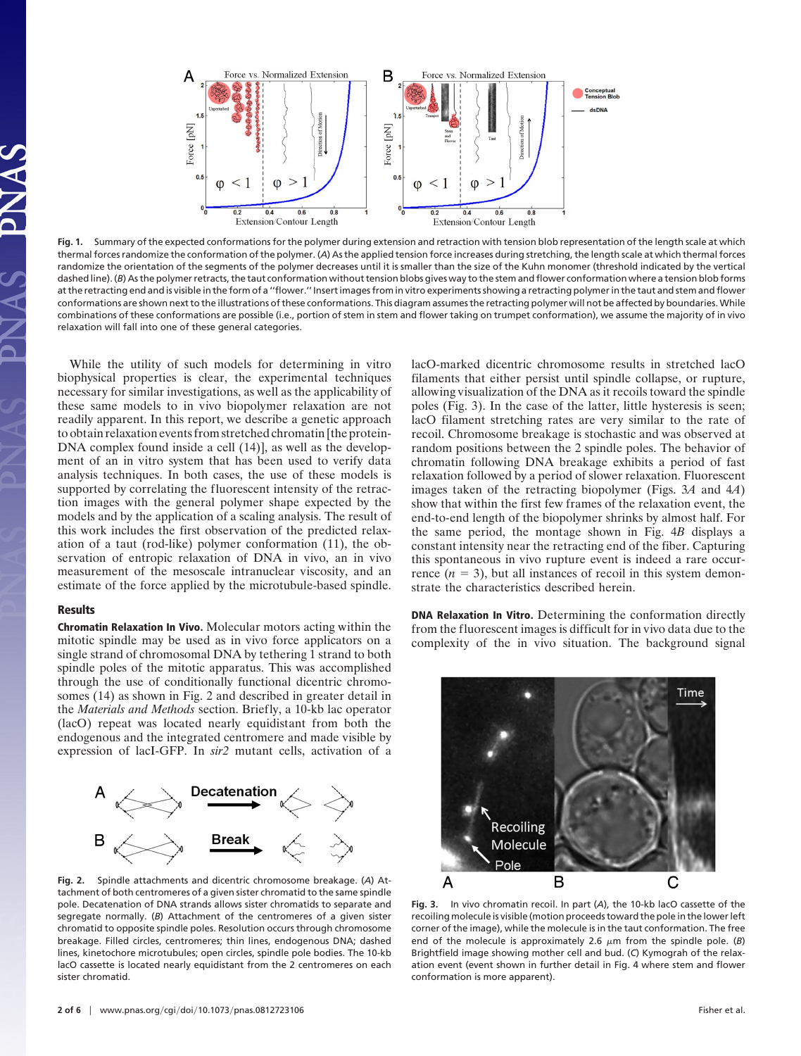A

Force vs. Normalized Extension

Force [pN]

2

1.5

1

0.5

0

0.2

0.4

0.6

0.8

1

Extension/Contour Length

Unperturbed

$\varphi < 1$

$\varphi > 1$

Direction of Motion

B

Force vs. Normalized Extension

Force [pN]

Unperturbed

Trumpet

Stem and Flower

Taut

Direction of Motion

$\varphi < 1$

$\varphi > 1$

Extension/Contour Length

Conceptual Tension Blob

dsDNA

**Fig. 1.** Summary of the expected conformations for the polymer during extension and retraction with tension blob representation of the length scale at which thermal forces randomize the conformation of the polymer. (*A*) As the applied tension force increases during stretching, the length scale at which thermal forces randomize the orientation of the segments of the polymer decreases until it is smaller than the size of the Kuhn monomer (threshold indicated by the vertical dashed line). (*B*) As the polymer retracts, the taut conformation without tension blobs gives way to the stem and flower conformation where a tension blob forms at the retracting end and is visible in the form of a ''flower.'' Insert images from in vitro experiments showing a retracting polymer in the taut and stem and flower conformations are shown next to the illustrations of these conformations. This diagram assumes the retracting polymer will not be affected by boundaries. While combinations of these conformations are possible (i.e., portion of stem in stem and flower taking on trumpet conformation), we assume the majority of in vivo relaxation will fall into one of these general categories.

While the utility of such models for determining in vitro biophysical properties is clear, the experimental techniques necessary for similar investigations, as well as the applicability of these same models to in vivo biopolymer relaxation are not readily apparent. In this report, we describe a genetic approach to obtain relaxation events from stretched chromatin [the protein-DNA complex found inside a cell (14)], as well as the development of an in vitro system that has been used to verify data analysis techniques. In both cases, the use of these models is supported by correlating the fluorescent intensity of the retraction images with the general polymer shape expected by the models and by the application of a scaling analysis. The result of this work includes the first observation of the predicted relaxation of a taut (rod-like) polymer conformation (11), the observation of entropic relaxation of DNA in vivo, an in vivo measurement of the mesoscale intranuclear viscosity, and an estimate of the force applied by the microtubule-based spindle.

## Results

**Chromatin Relaxation In Vivo.** Molecular motors acting within the mitotic spindle may be used as in vivo force applicators on a single strand of chromosomal DNA by tethering 1 strand to both spindle poles of the mitotic apparatus. This was accomplished through the use of conditionally functional dicentric chromosomes (14) as shown in Fig. 2 and described in greater detail in the *Materials and Methods* section. Briefly, a 10-kb lac operator (lacO) repeat was located nearly equidistant from both the endogenous and the integrated centromere and made visible by expression of lacI-GFP. In *sir2* mutant cells, activation of a lacO-marked dicentric chromosome results in stretched lacO filaments that either persist until spindle collapse, or rupture, allowing visualization of the DNA as it recoils toward the spindle poles (Fig. 3). In the case of the latter, little hysteresis is seen; lacO filament stretching rates are very similar to the rate of recoil. Chromosome breakage is stochastic and was observed at random positions between the 2 spindle poles. The behavior of chromatin following DNA breakage exhibits a period of fast relaxation followed by a period of slower relaxation. Fluorescent images taken of the retracting biopolymer (Figs. 3*A* and 4*A*) show that within the first few frames of the relaxation event, the end-to-end length of the biopolymer shrinks by almost half. For the same period, the montage shown in Fig. 4*B* displays a constant intensity near the retracting end of the fiber. Capturing this spontaneous in vivo rupture event is indeed a rare occurrence ($n = 3$), but all instances of recoil in this system demonstrate the characteristics described herein.

A

Decatenation

B

Break

**Fig. 2.** Spindle attachments and dicentric chromosome breakage. (*A*) Attachment of both centromeres of a given sister chromatid to the same spindle pole. Decatenation of DNA strands allows sister chromatids to separate and segregate normally. (*B*) Attachment of the centromeres of a given sister chromatid to opposite spindle poles. Resolution occurs through chromosome breakage. Filled circles, centromeres; thin lines, endogenous DNA; dashed lines, kinetochore microtubules; open circles, spindle pole bodies. The 10-kb lacO cassette is located nearly equidistant from the 2 centromeres on each sister chromatid.

**DNA Relaxation In Vitro.** Determining the conformation directly from the fluorescent images is difficult for in vivo data due to the complexity of the in vivo situation. The background signal

Time

Recoiling Molecule

Pole

A

B

C

**Fig. 3.** In vivo chromatin recoil. In part (*A*), the 10-kb lacO cassette of the recoiling molecule is visible (motion proceeds toward the pole in the lower left corner of the image), while the molecule is in the taut conformation. The free end of the molecule is approximately 2.6 $\mu$m from the spindle pole. (*B*) Brightfield image showing mother cell and bud. (*C*) Kymograph of the relaxation event (event shown in further detail in Fig. 4 where stem and flower conformation is more apparent).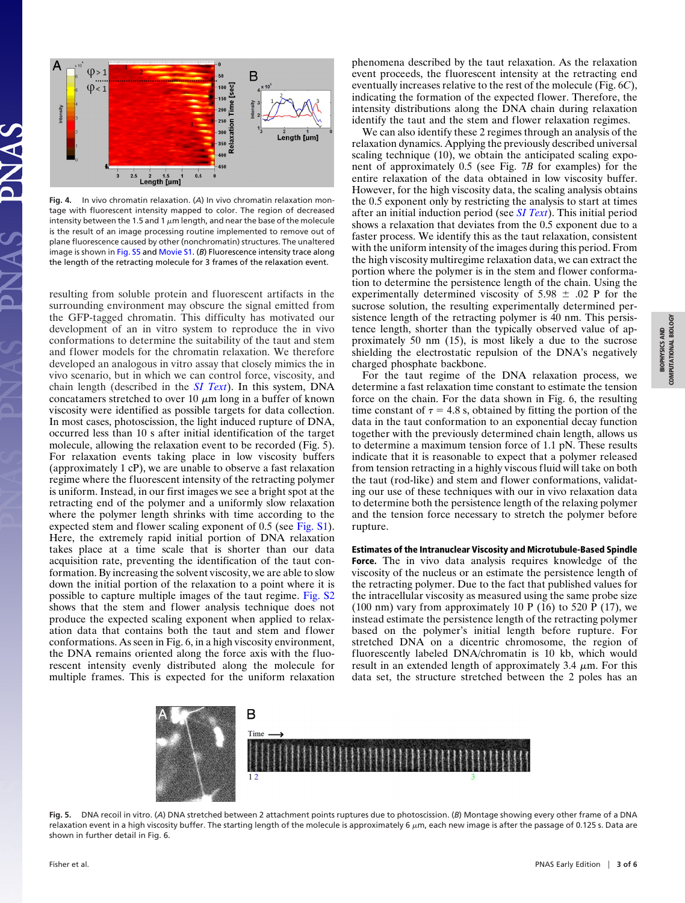Fig. 4. In vivo chromatin relaxation. (*A*) In vivo chromatin relaxation montage with fluorescent intensity mapped to color. The region of decreased intensity between the 1.5 and 1 μm length, and near the base of the molecule is the result of an image processing routine implemented to remove out of plane fluorescence caused by other (nonchromatin) structures. The unaltered image is shown in Fig. S5 and Movie S1. (*B*) Fluorescence intensity trace along the length of the retracting molecule for 3 frames of the relaxation event.

resulting from soluble protein and fluorescent artifacts in the surrounding environment may obscure the signal emitted from the GFP-tagged chromatin. This difficulty has motivated our development of an in vitro system to reproduce the in vivo conformations to determine the suitability of the taut and stem and flower models for the chromatin relaxation. We therefore developed an analogous in vitro assay that closely mimics the in vivo scenario, but in which we can control force, viscosity, and chain length (described in the *SI Text*). In this system, DNA concatamers stretched to over 10 μm long in a buffer of known viscosity were identified as possible targets for data collection. In most cases, photoscission, the light induced rupture of DNA, occurred less than 10 s after initial identification of the target molecule, allowing the relaxation event to be recorded (Fig. 5). For relaxation events taking place in low viscosity buffers (approximately 1 cP), we are unable to observe a fast relaxation regime where the fluorescent intensity of the retracting polymer is uniform. Instead, in our first images we see a bright spot at the retracting end of the polymer and a uniformly slow relaxation where the polymer length shrinks with time according to the expected stem and flower scaling exponent of 0.5 (see Fig. S1). Here, the extremely rapid initial portion of DNA relaxation takes place at a time scale that is shorter than our data acquisition rate, preventing the identification of the taut conformation. By increasing the solvent viscosity, we are able to slow down the initial portion of the relaxation to a point where it is possible to capture multiple images of the taut regime. Fig. S2 shows that the stem and flower analysis technique does not produce the expected scaling exponent when applied to relaxation data that contains both the taut and stem and flower conformations. As seen in Fig. 6, in a high viscosity environment, the DNA remains oriented along the force axis with the fluorescent intensity evenly distributed along the molecule for multiple frames. This is expected for the uniform relaxation phenomena described by the taut relaxation. As the relaxation event proceeds, the fluorescent intensity at the retracting end eventually increases relative to the rest of the molecule (Fig. 6*C*), indicating the formation of the expected flower. Therefore, the intensity distributions along the DNA chain during relaxation identify the taut and the stem and flower relaxation regimes.

We can also identify these 2 regimes through an analysis of the relaxation dynamics. Applying the previously described universal scaling technique (10), we obtain the anticipated scaling exponent of approximately 0.5 (see Fig. 7*B* for examples) for the entire relaxation of the data obtained in low viscosity buffer. However, for the high viscosity data, the scaling analysis obtains the 0.5 exponent only by restricting the analysis to start at times after an initial induction period (see *SI Text*). This initial period shows a relaxation that deviates from the 0.5 exponent due to a faster process. We identify this as the taut relaxation, consistent with the uniform intensity of the images during this period. From the high viscosity multiregime relaxation data, we can extract the portion where the polymer is in the stem and flower conformation to determine the persistence length of the chain. Using the experimentally determined viscosity of 5.98 ± .02 P for the sucrose solution, the resulting experimentally determined persistence length of the retracting polymer is 40 nm. This persistence length, shorter than the typically observed value of approximately 50 nm (15), is most likely a due to the sucrose shielding the electrostatic repulsion of the DNA's negatively charged phosphate backbone.

For the taut regime of the DNA relaxation process, we determine a fast relaxation time constant to estimate the tension force on the chain. For the data shown in Fig. 6, the resulting time constant of $\tau = 4.8$ s, obtained by fitting the portion of the data in the taut conformation to an exponential decay function together with the previously determined chain length, allows us to determine a maximum tension force of 1.1 pN. These results indicate that it is reasonable to expect that a polymer released from tension retracting in a highly viscous fluid will take on both the taut (rod-like) and stem and flower conformations, validating our use of these techniques with our in vivo relaxation data to determine both the persistence length of the relaxing polymer and the tension force necessary to stretch the polymer before rupture.

**Estimates of the Intranuclear Viscosity and Microtubule-Based Spindle Force.** The in vivo data analysis requires knowledge of the viscosity of the nucleus or an estimate the persistence length of the retracting polymer. Due to the fact that published values for the intracellular viscosity as measured using the same probe size (100 nm) vary from approximately 10 P (16) to 520 P (17), we instead estimate the persistence length of the retracting polymer based on the polymer's initial length before rupture. For stretched DNA on a dicentric chromosome, the region of fluorescently labeled DNA/chromatin is 10 kb, which would result in an extended length of approximately 3.4 μm. For this data set, the structure stretched between the 2 poles has an

Fig. 5. DNA recoil in vitro. (*A*) DNA stretched between 2 attachment points ruptures due to photoscission. (*B*) Montage showing every other frame of a DNA relaxation event in a high viscosity buffer. The starting length of the molecule is approximately 6 μm, each new image is after the passage of 0.125 s. Data are shown in further detail in Fig. 6.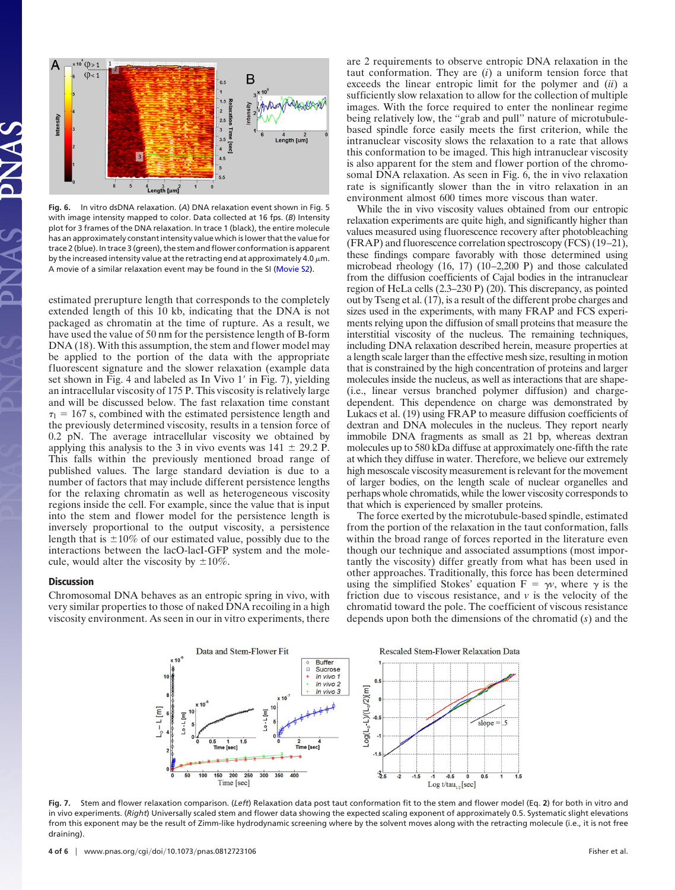**Fig. 6.** In vitro dsDNA relaxation. (*A*) DNA relaxation event shown in Fig. 5 with image intensity mapped to color. Data collected at 16 fps. (*B*) Intensity plot for 3 frames of the DNA relaxation. In trace 1 (black), the entire molecule has an approximately constant intensity value which is lower that the value for trace 2 (blue). In trace 3 (green), the stem and flower conformation is apparent by the increased intensity value at the retracting end at approximately 4.0 $\mu$m. A movie of a similar relaxation event may be found in the SI (Movie S2).

estimated prerupture length that corresponds to the completely extended length of this 10 kb, indicating that the DNA is not packaged as chromatin at the time of rupture. As a result, we have used the value of 50 nm for the persistence length of B-form DNA (18). With this assumption, the stem and flower model may be applied to the portion of the data with the appropriate fluorescent signature and the slower relaxation (example data set shown in Fig. 4 and labeled as In Vivo 1′ in Fig. 7), yielding an intracellular viscosity of 175 P. This viscosity is relatively large and will be discussed below. The fast relaxation time constant $\tau_1 = 167$ s, combined with the estimated persistence length and the previously determined viscosity, results in a tension force of 0.2 pN. The average intracellular viscosity we obtained by applying this analysis to the 3 in vivo events was 141 $\pm$ 29.2 P. This falls within the previously mentioned broad range of published values. The large standard deviation is due to a number of factors that may include different persistence lengths for the relaxing chromatin as well as heterogeneous viscosity regions inside the cell. For example, since the value that is input into the stem and flower model for the persistence length is inversely proportional to the output viscosity, a persistence length that is $\pm$10% of our estimated value, possibly due to the interactions between the lacO-lacI-GFP system and the molecule, would alter the viscosity by $\pm$10%.

## Discussion

Chromosomal DNA behaves as an entropic spring in vivo, with very similar properties to those of naked DNA recoiling in a high viscosity environment. As seen in our in vitro experiments, there are 2 requirements to observe entropic DNA relaxation in the taut conformation. They are (*i*) a uniform tension force that exceeds the linear entropic limit for the polymer and (*ii*) a sufficiently slow relaxation to allow for the collection of multiple images. With the force required to enter the nonlinear regime being relatively low, the "grab and pull" nature of microtubule-based spindle force easily meets the first criterion, while the intranuclear viscosity slows the relaxation to a rate that allows this conformation to be imaged. This high intranuclear viscosity is also apparent for the stem and flower portion of the chromosomal DNA relaxation. As seen in Fig. 6, the in vivo relaxation rate is significantly slower than the in vitro relaxation in an environment almost 600 times more viscous than water.

While the in vivo viscosity values obtained from our entropic relaxation experiments are quite high, and significantly higher than values measured using fluorescence recovery after photobleaching (FRAP) and fluorescence correlation spectroscopy (FCS) (19–21), these findings compare favorably with those determined using microbead rheology (16, 17) (10–2,200 P) and those calculated from the diffusion coefficients of Cajal bodies in the intranuclear region of HeLa cells (2.3–230 P) (20). This discrepancy, as pointed out by Tseng et al. (17), is a result of the different probe charges and sizes used in the experiments, with many FRAP and FCS experiments relying upon the diffusion of small proteins that measure the interstitial viscosity of the nucleus. The remaining techniques, including DNA relaxation described herein, measure properties at a length scale larger than the effective mesh size, resulting in motion that is constrained by the high concentration of proteins and larger molecules inside the nucleus, as well as interactions that are shape- (i.e., linear versus branched polymer diffusion) and charge-dependent. This dependence on charge was demonstrated by Lukacs et al. (19) using FRAP to measure diffusion coefficients of dextran and DNA molecules in the nucleus. They report nearly immobile DNA fragments as small as 21 bp, whereas dextran molecules up to 580 kDa diffuse at approximately one-fifth the rate at which they diffuse in water. Therefore, we believe our extremely high mesoscale viscosity measurement is relevant for the movement of larger bodies, on the length scale of nuclear organelles and perhaps whole chromatids, while the lower viscosity corresponds to that which is experienced by smaller proteins.

The force exerted by the microtubule-based spindle, estimated from the portion of the relaxation in the taut conformation, falls within the broad range of forces reported in the literature even though our technique and associated assumptions (most importantly the viscosity) differ greatly from what has been used in other approaches. Traditionally, this force has been determined using the simplified Stokes' equation $F = \gamma v$, where $\gamma$ is the friction due to viscous resistance, and $v$ is the velocity of the chromatid toward the pole. The coefficient of viscous resistance depends upon both the dimensions of the chromatid ($s$) and the

**Fig. 7.** Stem and flower relaxation comparison. (*Left*) Relaxation data post taut conformation fit to the stem and flower model (Eq. **2**) for both in vitro and in vivo experiments. (*Right*) Universally scaled stem and flower data showing the expected scaling exponent of approximately 0.5. Systematic slight elevations from this exponent may be the result of Zimm-like hydrodynamic screening where by the solvent moves along with the retracting molecule (i.e., it is not free draining).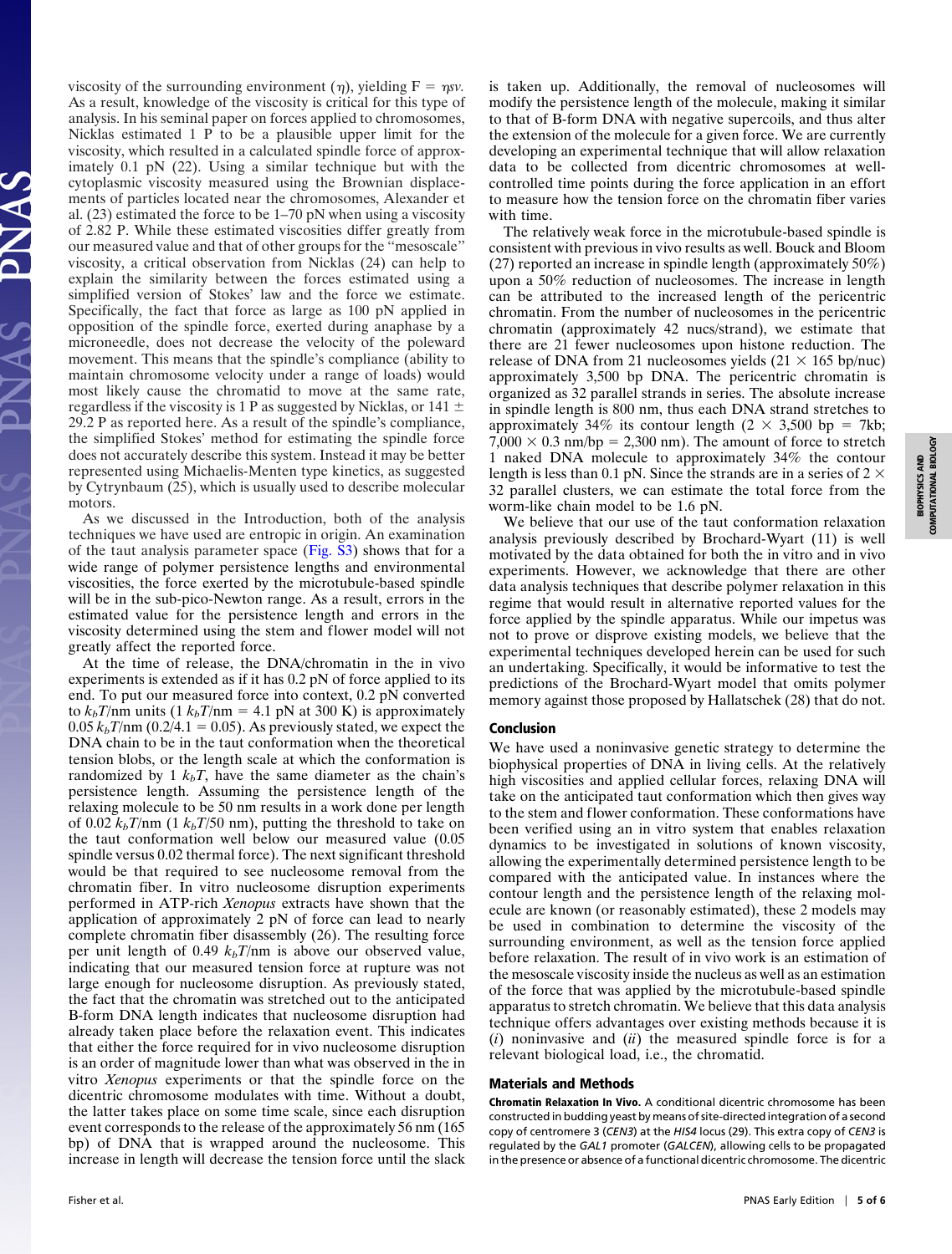viscosity of the surrounding environment ($\eta$), yielding F = $\eta sv$. As a result, knowledge of the viscosity is critical for this type of analysis. In his seminal paper on forces applied to chromosomes, Nicklas estimated 1 P to be a plausible upper limit for the viscosity, which resulted in a calculated spindle force of approximately 0.1 pN (22). Using a similar technique but with the cytoplasmic viscosity measured using the Brownian displacements of particles located near the chromosomes, Alexander et al. (23) estimated the force to be 1–70 pN when using a viscosity of 2.82 P. While these estimated viscosities differ greatly from our measured value and that of other groups for the "mesoscale" viscosity, a critical observation from Nicklas (24) can help to explain the similarity between the forces estimated using a simplified version of Stokes' law and the force we estimate. Specifically, the fact that force as large as 100 pN applied in opposition of the spindle force, exerted during anaphase by a microneedle, does not decrease the velocity of the poleward movement. This means that the spindle's compliance (ability to maintain chromosome velocity under a range of loads) would most likely cause the chromatid to move at the same rate, regardless if the viscosity is 1 P as suggested by Nicklas, or 141 ± 29.2 P as reported here. As a result of the spindle's compliance, the simplified Stokes' method for estimating the spindle force does not accurately describe this system. Instead it may be better represented using Michaelis-Menten type kinetics, as suggested by Cytrynbaum (25), which is usually used to describe molecular motors.

As we discussed in the Introduction, both of the analysis techniques we have used are entropic in origin. An examination of the taut analysis parameter space (Fig. S3) shows that for a wide range of polymer persistence lengths and environmental viscosities, the force exerted by the microtubule-based spindle will be in the sub-pico-Newton range. As a result, errors in the estimated value for the persistence length and errors in the viscosity determined using the stem and flower model will not greatly affect the reported force.

At the time of release, the DNA/chromatin in the in vivo experiments is extended as if it has 0.2 pN of force applied to its end. To put our measured force into context, 0.2 pN converted to $k_bT$/nm units (1 $k_bT$/nm = 4.1 pN at 300 K) is approximately 0.05 $k_bT$/nm (0.2/4.1 = 0.05). As previously stated, we expect the DNA chain to be in the taut conformation when the theoretical tension blobs, or the length scale at which the conformation is randomized by 1 $k_bT$, have the same diameter as the chain's persistence length. Assuming the persistence length of the relaxing molecule to be 50 nm results in a work done per length of 0.02 $k_bT$/nm (1 $k_bT$/50 nm), putting the threshold to take on the taut conformation well below our measured value (0.05 spindle versus 0.02 thermal force). The next significant threshold would be that required to see nucleosome removal from the chromatin fiber. In vitro nucleosome disruption experiments performed in ATP-rich *Xenopus* extracts have shown that the application of approximately 2 pN of force can lead to nearly complete chromatin fiber disassembly (26). The resulting force per unit length of 0.49 $k_bT$/nm is above our observed value, indicating that our measured tension force at rupture was not large enough for nucleosome disruption. As previously stated, the fact that the chromatin was stretched out to the anticipated B-form DNA length indicates that nucleosome disruption had already taken place before the relaxation event. This indicates that either the force required for in vivo nucleosome disruption is an order of magnitude lower than what was observed in the in vitro *Xenopus* experiments or that the spindle force on the dicentric chromosome modulates with time. Without a doubt, the latter takes place on some time scale, since each disruption event corresponds to the release of the approximately 56 nm (165 bp) of DNA that is wrapped around the nucleosome. This increase in length will decrease the tension force until the slack is taken up. Additionally, the removal of nucleosomes will modify the persistence length of the molecule, making it similar to that of B-form DNA with negative supercoils, and thus alter the extension of the molecule for a given force. We are currently developing an experimental technique that will allow relaxation data to be collected from dicentric chromosomes at well-controlled time points during the force application in an effort to measure how the tension force on the chromatin fiber varies with time.

The relatively weak force in the microtubule-based spindle is consistent with previous in vivo results as well. Bouck and Bloom (27) reported an increase in spindle length (approximately 50%) upon a 50% reduction of nucleosomes. The increase in length can be attributed to the increased length of the pericentric chromatin. From the number of nucleosomes in the pericentric chromatin (approximately 42 nucs/strand), we estimate that there are 21 fewer nucleosomes upon histone reduction. The release of DNA from 21 nucleosomes yields (21 × 165 bp/nuc) approximately 3,500 bp DNA. The pericentric chromatin is organized as 32 parallel strands in series. The absolute increase in spindle length is 800 nm, thus each DNA strand stretches to approximately 34% its contour length (2 × 3,500 bp = 7kb; 7,000 × 0.3 nm/bp = 2,300 nm). The amount of force to stretch 1 naked DNA molecule to approximately 34% the contour length is less than 0.1 pN. Since the strands are in a series of 2 × 32 parallel clusters, we can estimate the total force from the worm-like chain model to be 1.6 pN.

We believe that our use of the taut conformation relaxation analysis previously described by Brochard-Wyart (11) is well motivated by the data obtained for both the in vitro and in vivo experiments. However, we acknowledge that there are other data analysis techniques that describe polymer relaxation in this regime that would result in alternative reported values for the force applied by the spindle apparatus. While our impetus was not to prove or disprove existing models, we believe that the experimental techniques developed herein can be used for such an undertaking. Specifically, it would be informative to test the predictions of the Brochard-Wyart model that omits polymer memory against those proposed by Hallatschek (28) that do not.

## Conclusion

We have used a noninvasive genetic strategy to determine the biophysical properties of DNA in living cells. At the relatively high viscosities and applied cellular forces, relaxing DNA will take on the anticipated taut conformation which then gives way to the stem and flower conformation. These conformations have been verified using an in vitro system that enables relaxation dynamics to be investigated in solutions of known viscosity, allowing the experimentally determined persistence length to be compared with the anticipated value. In instances where the contour length and the persistence length of the relaxing molecule are known (or reasonably estimated), these 2 models may be used in combination to determine the viscosity of the surrounding environment, as well as the tension force applied before relaxation. The result of in vivo work is an estimation of the mesoscale viscosity inside the nucleus as well as an estimation of the force that was applied by the microtubule-based spindle apparatus to stretch chromatin. We believe that this data analysis technique offers advantages over existing methods because it is (*i*) noninvasive and (*ii*) the measured spindle force is for a relevant biological load, i.e., the chromatid.

## Materials and Methods

**Chromatin Relaxation In Vivo.** A conditional dicentric chromosome has been constructed in budding yeast by means of site-directed integration of a second copy of centromere 3 (*CEN3*) at the *HIS4* locus (29). This extra copy of *CEN3* is regulated by the *GAL1* promoter (*GALCEN*), allowing cells to be propagated in the presence or absence of a functional dicentric chromosome. The dicentric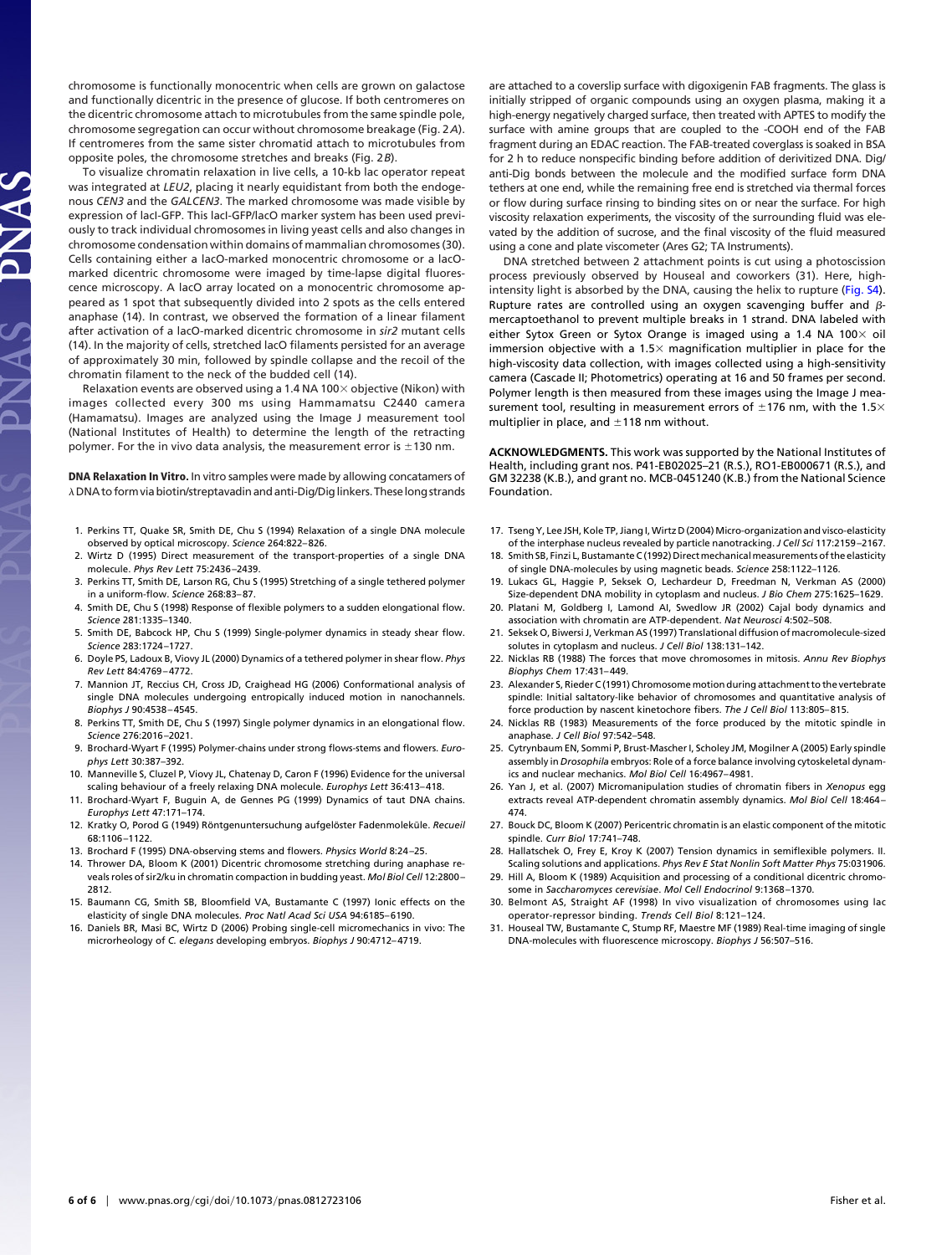chromosome is functionally monocentric when cells are grown on galactose and functionally dicentric in the presence of glucose. If both centromeres on the dicentric chromosome attach to microtubules from the same spindle pole, chromosome segregation can occur without chromosome breakage (Fig. 2*A*). If centromeres from the same sister chromatid attach to microtubules from opposite poles, the chromosome stretches and breaks (Fig. 2*B*).

To visualize chromatin relaxation in live cells, a 10-kb lac operator repeat was integrated at *LEU2*, placing it nearly equidistant from both the endogenous *CEN3* and the *GALCEN3*. The marked chromosome was made visible by expression of lacI-GFP. This lacI-GFP/lacO marker system has been used previously to track individual chromosomes in living yeast cells and also changes in chromosome condensation within domains of mammalian chromosomes (30). Cells containing either a lacO-marked monocentric chromosome or a lacO-marked dicentric chromosome were imaged by time-lapse digital fluorescence microscopy. A lacO array located on a monocentric chromosome appeared as 1 spot that subsequently divided into 2 spots as the cells entered anaphase (14). In contrast, we observed the formation of a linear filament after activation of a lacO-marked dicentric chromosome in *sir2* mutant cells (14). In the majority of cells, stretched lacO filaments persisted for an average of approximately 30 min, followed by spindle collapse and the recoil of the chromatin filament to the neck of the budded cell (14).

Relaxation events are observed using a 1.4 NA 100× objective (Nikon) with images collected every 300 ms using Hammamatsu C2440 camera (Hamamatsu). Images are analyzed using the Image J measurement tool (National Institutes of Health) to determine the length of the retracting polymer. For the in vivo data analysis, the measurement error is ±130 nm.

**DNA Relaxation In Vitro.** In vitro samples were made by allowing concatamers of λ DNA to form via biotin/streptavadin and anti-Dig/Dig linkers. These long strands are attached to a coverslip surface with digoxigenin FAB fragments. The glass is initially stripped of organic compounds using an oxygen plasma, making it a high-energy negatively charged surface, then treated with APTES to modify the surface with amine groups that are coupled to the -COOH end of the FAB fragment during an EDAC reaction. The FAB-treated coverglass is soaked in BSA for 2 h to reduce nonspecific binding before addition of derivitized DNA. Dig/anti-Dig bonds between the molecule and the modified surface form DNA tethers at one end, while the remaining free end is stretched via thermal forces or flow during surface rinsing to binding sites on or near the surface. For high viscosity relaxation experiments, the viscosity of the surrounding fluid was elevated by the addition of sucrose, and the final viscosity of the fluid measured using a cone and plate viscometer (Ares G2; TA Instruments).

DNA stretched between 2 attachment points is cut using a photoscission process previously observed by Houseal and coworkers (31). Here, high-intensity light is absorbed by the DNA, causing the helix to rupture (Fig. S4). Rupture rates are controlled using an oxygen scavenging buffer and β-mercaptoethanol to prevent multiple breaks in 1 strand. DNA labeled with either Sytox Green or Sytox Orange is imaged using a 1.4 NA 100× oil immersion objective with a 1.5× magnification multiplier in place for the high-viscosity data collection, with images collected using a high-sensitivity camera (Cascade II; Photometrics) operating at 16 and 50 frames per second. Polymer length is then measured from these images using the Image J measurement tool, resulting in measurement errors of ±176 nm, with the 1.5× multiplier in place, and ±118 nm without.

**ACKNOWLEDGMENTS.** This work was supported by the National Institutes of Health, including grant nos. P41-EB02025–21 (R.S.), RO1-EB000671 (R.S.), and GM 32238 (K.B.), and grant no. MCB-0451240 (K.B.) from the National Science Foundation.

1. Perkins TT, Quake SR, Smith DE, Chu S (1994) Relaxation of a single DNA molecule observed by optical microscopy. *Science* 264:822–826.
2. Wirtz D (1995) Direct measurement of the transport-properties of a single DNA molecule. *Phys Rev Lett* 75:2436–2439.
3. Perkins TT, Smith DE, Larson RG, Chu S (1995) Stretching of a single tethered polymer in a uniform-flow. *Science* 268:83–87.
4. Smith DE, Chu S (1998) Response of flexible polymers to a sudden elongational flow. *Science* 281:1335–1340.
5. Smith DE, Babcock HP, Chu S (1999) Single-polymer dynamics in steady shear flow. *Science* 283:1724–1727.
6. Doyle PS, Ladoux B, Viovy JL (2000) Dynamics of a tethered polymer in shear flow. *Phys Rev Lett* 84:4769–4772.
7. Mannion JT, Reccius CH, Cross JD, Craighead HG (2006) Conformational analysis of single DNA molecules undergoing entropically induced motion in nanochannels. *Biophys J* 90:4538–4545.
8. Perkins TT, Smith DE, Chu S (1997) Single polymer dynamics in an elongational flow. *Science* 276:2016–2021.
9. Brochard-Wyart F (1995) Polymer-chains under strong flows-stems and flowers. *Europhys Lett* 30:387–392.
10. Manneville S, Cluzel P, Viovy JL, Chatenay D, Caron F (1996) Evidence for the universal scaling behaviour of a freely relaxing DNA molecule. *Europhys Lett* 36:413–418.
11. Brochard-Wyart F, Buguin A, de Gennes PG (1999) Dynamics of taut DNA chains. *Europhys Lett* 47:171–174.
12. Kratky O, Porod G (1949) Röntgenuntersuchung aufgelöster Fadenmoleküle. *Recueil* 68:1106–1122.
13. Brochard F (1995) DNA-observing stems and flowers. *Physics World* 8:24–25.
14. Thrower DA, Bloom K (2001) Dicentric chromosome stretching during anaphase reveals roles of sir2/ku in chromatin compaction in budding yeast. *Mol Biol Cell* 12:2800–2812.
15. Baumann CG, Smith SB, Bloomfield VA, Bustamante C (1997) Ionic effects on the elasticity of single DNA molecules. *Proc Natl Acad Sci USA* 94:6185–6190.
16. Daniels BR, Masi BC, Wirtz D (2006) Probing single-cell micromechanics in vivo: The microrheology of *C. elegans* developing embryos. *Biophys J* 90:4712–4719.
17. Tseng Y, Lee JSH, Kole TP, Jiang I, Wirtz D (2004) Micro-organization and visco-elasticity of the interphase nucleus revealed by particle nanotracking. *J Cell Sci* 117:2159–2167.
18. Smith SB, Finzi L, Bustamante C (1992) Direct mechanical measurements of the elasticity of single DNA-molecules by using magnetic beads. *Science* 258:1122–1126.
19. Lukacs GL, Haggie P, Seksek O, Lechardeur D, Freedman N, Verkman AS (2000) Size-dependent DNA mobility in cytoplasm and nucleus. *J Bio Chem* 275:1625–1629.
20. Platani M, Goldberg I, Lamond AI, Swedlow JR (2002) Cajal body dynamics and association with chromatin are ATP-dependent. *Nat Neurosci* 4:502–508.
21. Seksek O, Biwersi J, Verkman AS (1997) Translational diffusion of macromolecule-sized solutes in cytoplasm and nucleus. *J Cell Biol* 138:131–142.
22. Nicklas RB (1988) The forces that move chromosomes in mitosis. *Annu Rev Biophys Biophys Chem* 17:431–449.
23. Alexander S, Rieder C (1991) Chromosome motion during attachment to the vertebrate spindle: Initial saltatory-like behavior of chromosomes and quantitative analysis of force production by nascent kinetochore fibers. *The J Cell Biol* 113:805–815.
24. Nicklas RB (1983) Measurements of the force produced by the mitotic spindle in anaphase. *J Cell Biol* 97:542–548.
25. Cytrynbaum EN, Sommi P, Brust-Mascher I, Scholey JM, Mogilner A (2005) Early spindle assembly in *Drosophila* embryos: Role of a force balance involving cytoskeletal dynamics and nuclear mechanics. *Mol Biol Cell* 16:4967–4981.
26. Yan J, et al. (2007) Micromanipulation studies of chromatin fibers in *Xenopus* egg extracts reveal ATP-dependent chromatin assembly dynamics. *Mol Biol Cell* 18:464–474.
27. Bouck DC, Bloom K (2007) Pericentric chromatin is an elastic component of the mitotic spindle. *Curr Biol* 17:741–748.
28. Hallatschek O, Frey E, Kroy K (2007) Tension dynamics in semiflexible polymers. II. Scaling solutions and applications. *Phys Rev E Stat Nonlin Soft Matter Phys* 75:031906.
29. Hill A, Bloom K (1989) Acquisition and processing of a conditional dicentric chromosome in *Saccharomyces cerevisiae*. *Mol Cell Endocrinol* 9:1368–1370.
30. Belmont AS, Straight AF (1998) In vivo visualization of chromosomes using lac operator-repressor binding. *Trends Cell Biol* 8:121–124.
31. Houseal TW, Bustamante C, Stump RF, Maestre MF (1989) Real-time imaging of single DNA-molecules with fluorescence microscopy. *Biophys J* 56:507–516.